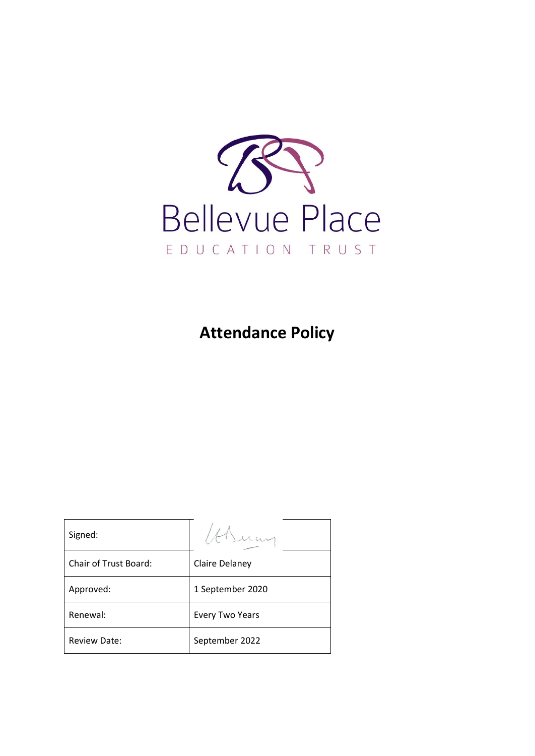Bellevue Place

EDUCATION TRUST

# Attendance Policy

| Signed: | |
|---|---|
| Chair of Trust Board: | Claire Delaney |
| Approved: | 1 September 2020 |
| Renewal: | Every Two Years |
| Review Date: | September 2022 |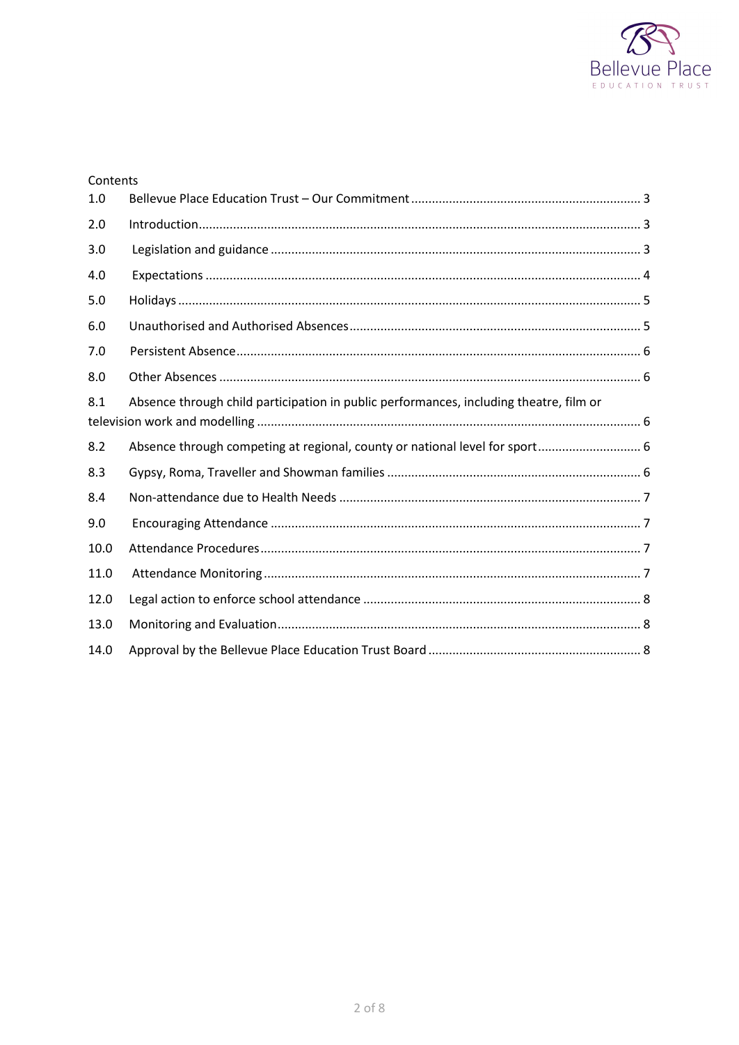Contents

| | | |
|---|---|---|
| 1.0 | Bellevue Place Education Trust – Our Commitment | 3 |
| 2.0 | Introduction | 3 |
| 3.0 | Legislation and guidance | 3 |
| 4.0 | Expectations | 4 |
| 5.0 | Holidays | 5 |
| 6.0 | Unauthorised and Authorised Absences | 5 |
| 7.0 | Persistent Absence | 6 |
| 8.0 | Other Absences | 6 |
| 8.1 | Absence through child participation in public performances, including theatre, film or television work and modelling | 6 |
| 8.2 | Absence through competing at regional, county or national level for sport | 6 |
| 8.3 | Gypsy, Roma, Traveller and Showman families | 6 |
| 8.4 | Non-attendance due to Health Needs | 7 |
| 9.0 | Encouraging Attendance | 7 |
| 10.0 | Attendance Procedures | 7 |
| 11.0 | Attendance Monitoring | 7 |
| 12.0 | Legal action to enforce school attendance | 8 |
| 13.0 | Monitoring and Evaluation | 8 |
| 14.0 | Approval by the Bellevue Place Education Trust Board | 8 |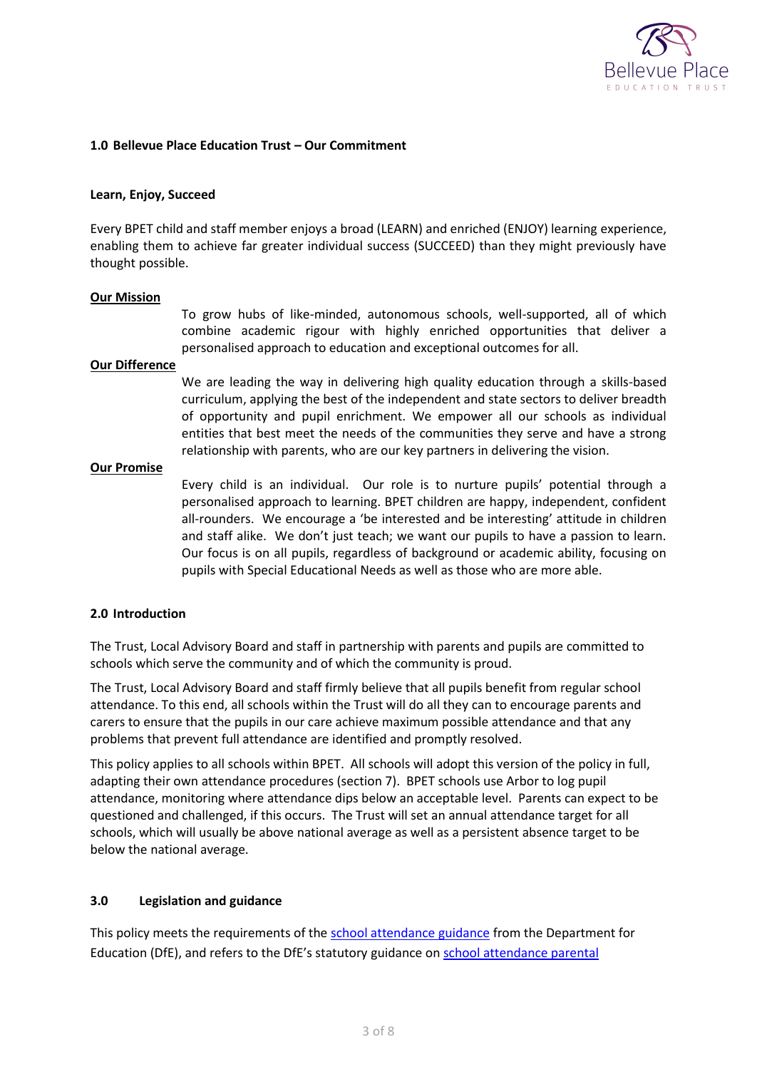## 1.0 Bellevue Place Education Trust – Our Commitment

**Learn, Enjoy, Succeed**

Every BPET child and staff member enjoys a broad (LEARN) and enriched (ENJOY) learning experience, enabling them to achieve far greater individual success (SUCCEED) than they might previously have thought possible.

**Our Mission**

To grow hubs of like-minded, autonomous schools, well-supported, all of which combine academic rigour with highly enriched opportunities that deliver a personalised approach to education and exceptional outcomes for all.

**Our Difference**

We are leading the way in delivering high quality education through a skills-based curriculum, applying the best of the independent and state sectors to deliver breadth of opportunity and pupil enrichment. We empower all our schools as individual entities that best meet the needs of the communities they serve and have a strong relationship with parents, who are our key partners in delivering the vision.

**Our Promise**

Every child is an individual. Our role is to nurture pupils' potential through a personalised approach to learning. BPET children are happy, independent, confident all-rounders. We encourage a 'be interested and be interesting' attitude in children and staff alike. We don't just teach; we want our pupils to have a passion to learn. Our focus is on all pupils, regardless of background or academic ability, focusing on pupils with Special Educational Needs as well as those who are more able.

## 2.0 Introduction

The Trust, Local Advisory Board and staff in partnership with parents and pupils are committed to schools which serve the community and of which the community is proud.

The Trust, Local Advisory Board and staff firmly believe that all pupils benefit from regular school attendance. To this end, all schools within the Trust will do all they can to encourage parents and carers to ensure that the pupils in our care achieve maximum possible attendance and that any problems that prevent full attendance are identified and promptly resolved.

This policy applies to all schools within BPET. All schools will adopt this version of the policy in full, adapting their own attendance procedures (section 7). BPET schools use Arbor to log pupil attendance, monitoring where attendance dips below an acceptable level. Parents can expect to be questioned and challenged, if this occurs. The Trust will set an annual attendance target for all schools, which will usually be above national average as well as a persistent absence target to be below the national average.

## 3.0 Legislation and guidance

This policy meets the requirements of the [school attendance guidance] from the Department for Education (DfE), and refers to the DfE's statutory guidance on [school attendance parental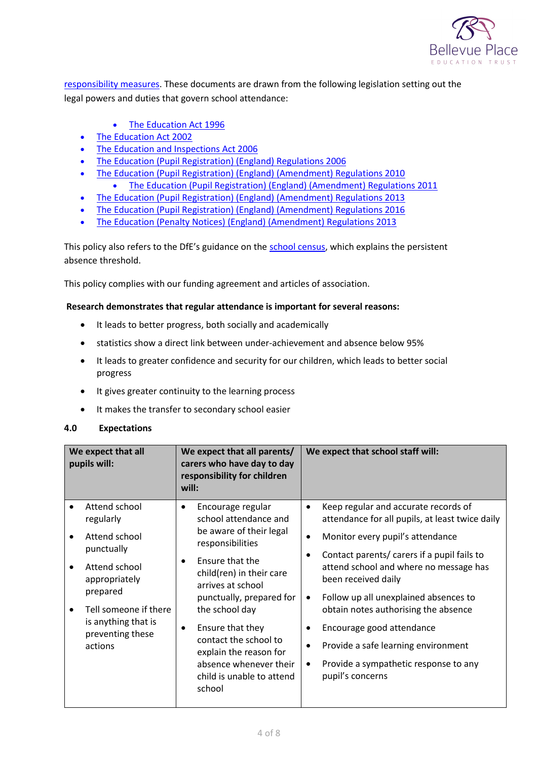responsibility measures. These documents are drawn from the following legislation setting out the legal powers and duties that govern school attendance:

- The Education Act 1996
- The Education Act 2002
- The Education and Inspections Act 2006
- The Education (Pupil Registration) (England) Regulations 2006
- The Education (Pupil Registration) (England) (Amendment) Regulations 2010
- The Education (Pupil Registration) (England) (Amendment) Regulations 2011
- The Education (Pupil Registration) (England) (Amendment) Regulations 2013
- The Education (Pupil Registration) (England) (Amendment) Regulations 2016
- The Education (Penalty Notices) (England) (Amendment) Regulations 2013

This policy also refers to the DfE's guidance on the school census, which explains the persistent absence threshold.

This policy complies with our funding agreement and articles of association.

**Research demonstrates that regular attendance is important for several reasons:**

- It leads to better progress, both socially and academically
- statistics show a direct link between under-achievement and absence below 95%
- It leads to greater confidence and security for our children, which leads to better social progress
- It gives greater continuity to the learning process
- It makes the transfer to secondary school easier

## 4.0 Expectations

| We expect that all pupils will: | We expect that all parents/ carers who have day to day responsibility for children will: | We expect that school staff will: |
|---|---|---|
| • Attend school regularly<br>• Attend school punctually<br>• Attend school appropriately prepared<br>• Tell someone if there is anything that is preventing these actions | • Encourage regular school attendance and be aware of their legal responsibilities<br>• Ensure that the child(ren) in their care arrives at school punctually, prepared for the school day<br>• Ensure that they contact the school to explain the reason for absence whenever their child is unable to attend school | • Keep regular and accurate records of attendance for all pupils, at least twice daily<br>• Monitor every pupil's attendance<br>• Contact parents/ carers if a pupil fails to attend school and where no message has been received daily<br>• Follow up all unexplained absences to obtain notes authorising the absence<br>• Encourage good attendance<br>• Provide a safe learning environment<br>• Provide a sympathetic response to any pupil's concerns |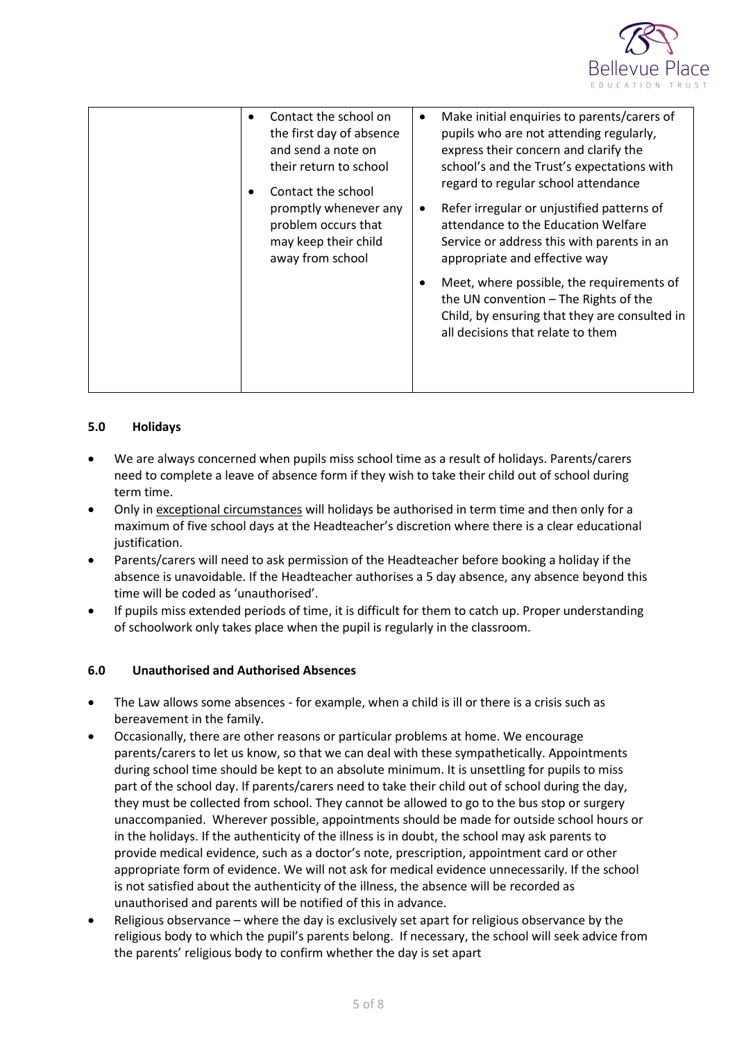| | | |
|---|---|---|
| | • Contact the school on the first day of absence and send a note on their return to school<br>• Contact the school promptly whenever any problem occurs that may keep their child away from school | • Make initial enquiries to parents/carers of pupils who are not attending regularly, express their concern and clarify the school's and the Trust's expectations with regard to regular school attendance<br>• Refer irregular or unjustified patterns of attendance to the Education Welfare Service or address this with parents in an appropriate and effective way<br>• Meet, where possible, the requirements of the UN convention – The Rights of the Child, by ensuring that they are consulted in all decisions that relate to them |

## 5.0 Holidays

- We are always concerned when pupils miss school time as a result of holidays. Parents/carers need to complete a leave of absence form if they wish to take their child out of school during term time.
- Only in exceptional circumstances will holidays be authorised in term time and then only for a maximum of five school days at the Headteacher's discretion where there is a clear educational justification.
- Parents/carers will need to ask permission of the Headteacher before booking a holiday if the absence is unavoidable. If the Headteacher authorises a 5 day absence, any absence beyond this time will be coded as 'unauthorised'.
- If pupils miss extended periods of time, it is difficult for them to catch up. Proper understanding of schoolwork only takes place when the pupil is regularly in the classroom.

## 6.0 Unauthorised and Authorised Absences

- The Law allows some absences - for example, when a child is ill or there is a crisis such as bereavement in the family.
- Occasionally, there are other reasons or particular problems at home. We encourage parents/carers to let us know, so that we can deal with these sympathetically. Appointments during school time should be kept to an absolute minimum. It is unsettling for pupils to miss part of the school day. If parents/carers need to take their child out of school during the day, they must be collected from school. They cannot be allowed to go to the bus stop or surgery unaccompanied. Wherever possible, appointments should be made for outside school hours or in the holidays. If the authenticity of the illness is in doubt, the school may ask parents to provide medical evidence, such as a doctor's note, prescription, appointment card or other appropriate form of evidence. We will not ask for medical evidence unnecessarily. If the school is not satisfied about the authenticity of the illness, the absence will be recorded as unauthorised and parents will be notified of this in advance.
- Religious observance – where the day is exclusively set apart for religious observance by the religious body to which the pupil's parents belong. If necessary, the school will seek advice from the parents' religious body to confirm whether the day is set apart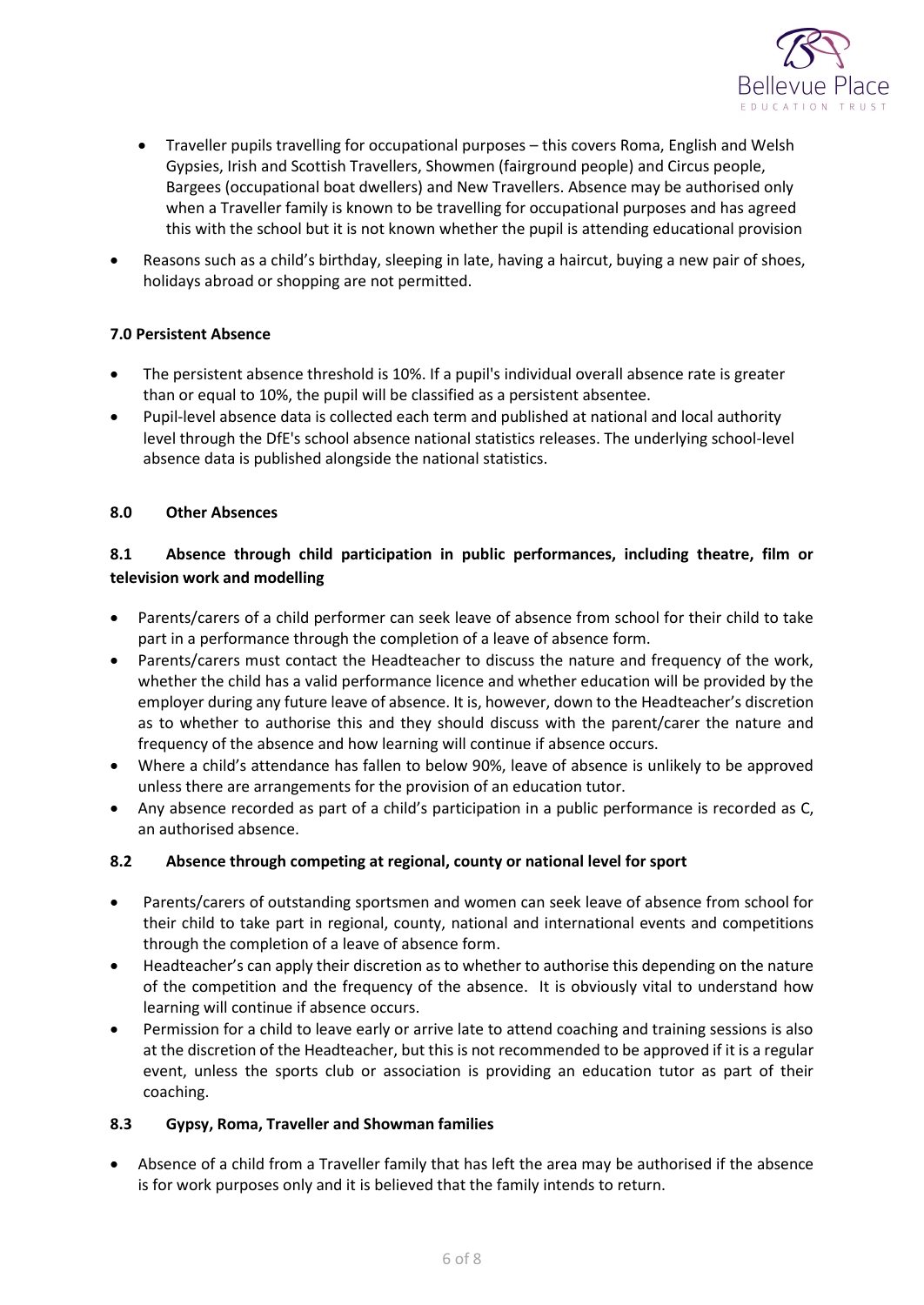- Traveller pupils travelling for occupational purposes – this covers Roma, English and Welsh Gypsies, Irish and Scottish Travellers, Showmen (fairground people) and Circus people, Bargees (occupational boat dwellers) and New Travellers. Absence may be authorised only when a Traveller family is known to be travelling for occupational purposes and has agreed this with the school but it is not known whether the pupil is attending educational provision

- Reasons such as a child's birthday, sleeping in late, having a haircut, buying a new pair of shoes, holidays abroad or shopping are not permitted.

**7.0 Persistent Absence**

- The persistent absence threshold is 10%. If a pupil's individual overall absence rate is greater than or equal to 10%, the pupil will be classified as a persistent absentee.
- Pupil-level absence data is collected each term and published at national and local authority level through the DfE's school absence national statistics releases. The underlying school-level absence data is published alongside the national statistics.

**8.0 Other Absences**

**8.1 Absence through child participation in public performances, including theatre, film or television work and modelling**

- Parents/carers of a child performer can seek leave of absence from school for their child to take part in a performance through the completion of a leave of absence form.
- Parents/carers must contact the Headteacher to discuss the nature and frequency of the work, whether the child has a valid performance licence and whether education will be provided by the employer during any future leave of absence. It is, however, down to the Headteacher's discretion as to whether to authorise this and they should discuss with the parent/carer the nature and frequency of the absence and how learning will continue if absence occurs.
- Where a child's attendance has fallen to below 90%, leave of absence is unlikely to be approved unless there are arrangements for the provision of an education tutor.
- Any absence recorded as part of a child's participation in a public performance is recorded as C, an authorised absence.

**8.2 Absence through competing at regional, county or national level for sport**

- Parents/carers of outstanding sportsmen and women can seek leave of absence from school for their child to take part in regional, county, national and international events and competitions through the completion of a leave of absence form.
- Headteacher's can apply their discretion as to whether to authorise this depending on the nature of the competition and the frequency of the absence. It is obviously vital to understand how learning will continue if absence occurs.
- Permission for a child to leave early or arrive late to attend coaching and training sessions is also at the discretion of the Headteacher, but this is not recommended to be approved if it is a regular event, unless the sports club or association is providing an education tutor as part of their coaching.

**8.3 Gypsy, Roma, Traveller and Showman families**

- Absence of a child from a Traveller family that has left the area may be authorised if the absence is for work purposes only and it is believed that the family intends to return.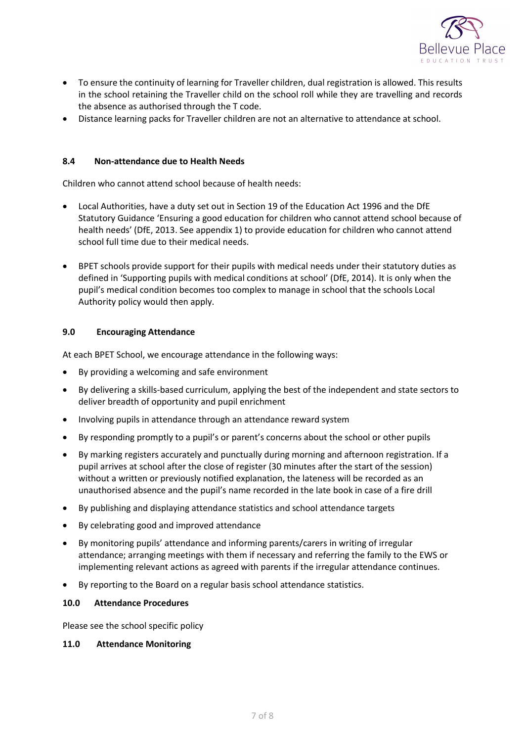- To ensure the continuity of learning for Traveller children, dual registration is allowed. This results in the school retaining the Traveller child on the school roll while they are travelling and records the absence as authorised through the T code.
- Distance learning packs for Traveller children are not an alternative to attendance at school.

### 8.4 Non-attendance due to Health Needs

Children who cannot attend school because of health needs:

- Local Authorities, have a duty set out in Section 19 of the Education Act 1996 and the DfE Statutory Guidance 'Ensuring a good education for children who cannot attend school because of health needs' (DfE, 2013. See appendix 1) to provide education for children who cannot attend school full time due to their medical needs.

- BPET schools provide support for their pupils with medical needs under their statutory duties as defined in 'Supporting pupils with medical conditions at school' (DfE, 2014). It is only when the pupil's medical condition becomes too complex to manage in school that the schools Local Authority policy would then apply.

## 9.0 Encouraging Attendance

At each BPET School, we encourage attendance in the following ways:

- By providing a welcoming and safe environment
- By delivering a skills-based curriculum, applying the best of the independent and state sectors to deliver breadth of opportunity and pupil enrichment
- Involving pupils in attendance through an attendance reward system
- By responding promptly to a pupil's or parent's concerns about the school or other pupils
- By marking registers accurately and punctually during morning and afternoon registration. If a pupil arrives at school after the close of register (30 minutes after the start of the session) without a written or previously notified explanation, the lateness will be recorded as an unauthorised absence and the pupil's name recorded in the late book in case of a fire drill
- By publishing and displaying attendance statistics and school attendance targets
- By celebrating good and improved attendance
- By monitoring pupils' attendance and informing parents/carers in writing of irregular attendance; arranging meetings with them if necessary and referring the family to the EWS or implementing relevant actions as agreed with parents if the irregular attendance continues.
- By reporting to the Board on a regular basis school attendance statistics.

## 10.0 Attendance Procedures

Please see the school specific policy

## 11.0 Attendance Monitoring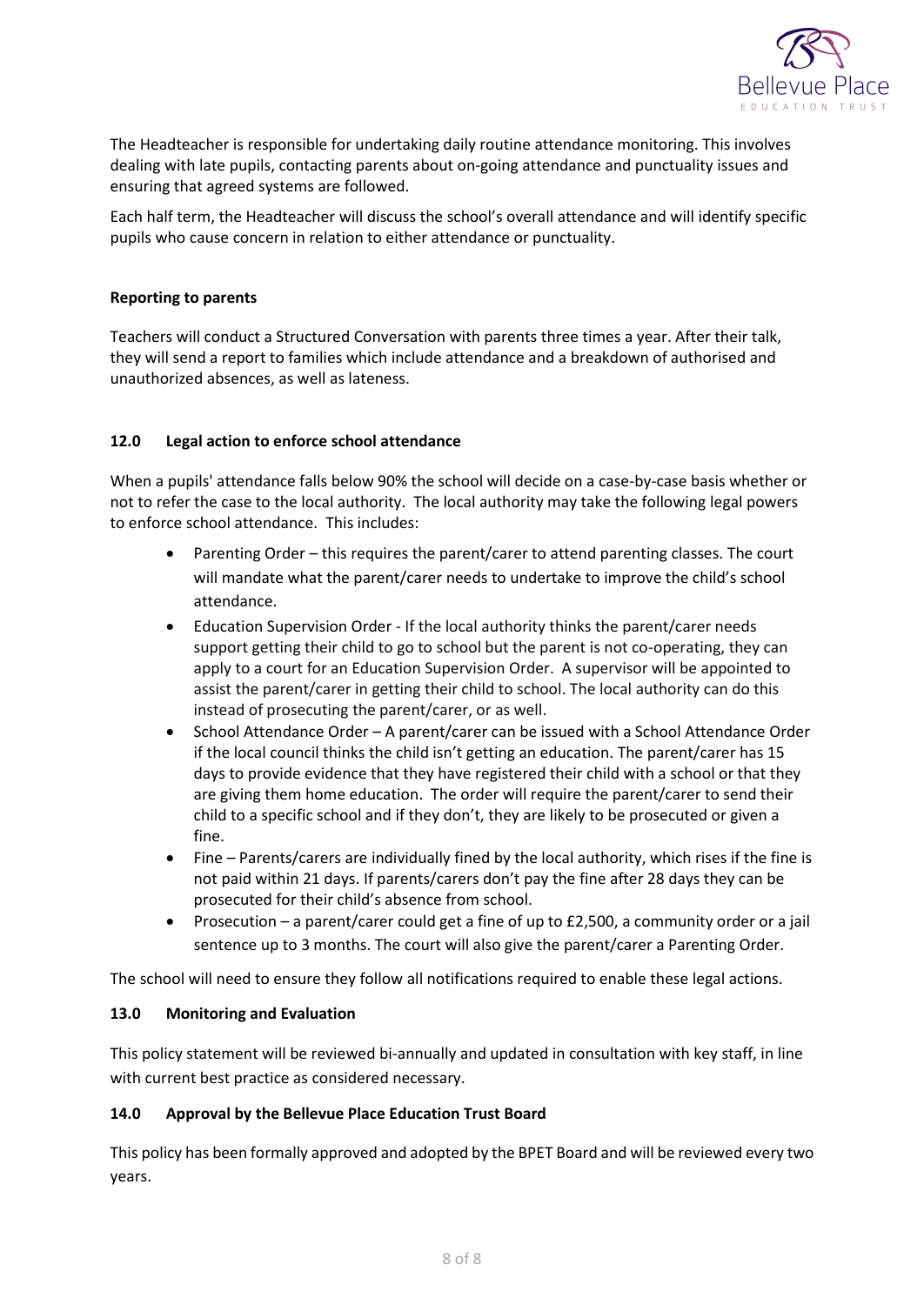The Headteacher is responsible for undertaking daily routine attendance monitoring. This involves dealing with late pupils, contacting parents about on-going attendance and punctuality issues and ensuring that agreed systems are followed.

Each half term, the Headteacher will discuss the school's overall attendance and will identify specific pupils who cause concern in relation to either attendance or punctuality.

**Reporting to parents**

Teachers will conduct a Structured Conversation with parents three times a year. After their talk, they will send a report to families which include attendance and a breakdown of authorised and unauthorized absences, as well as lateness.

## 12.0 Legal action to enforce school attendance

When a pupils' attendance falls below 90% the school will decide on a case-by-case basis whether or not to refer the case to the local authority. The local authority may take the following legal powers to enforce school attendance. This includes:

- Parenting Order – this requires the parent/carer to attend parenting classes. The court will mandate what the parent/carer needs to undertake to improve the child's school attendance.
- Education Supervision Order - If the local authority thinks the parent/carer needs support getting their child to go to school but the parent is not co-operating, they can apply to a court for an Education Supervision Order. A supervisor will be appointed to assist the parent/carer in getting their child to school. The local authority can do this instead of prosecuting the parent/carer, or as well.
- School Attendance Order – A parent/carer can be issued with a School Attendance Order if the local council thinks the child isn't getting an education. The parent/carer has 15 days to provide evidence that they have registered their child with a school or that they are giving them home education. The order will require the parent/carer to send their child to a specific school and if they don't, they are likely to be prosecuted or given a fine.
- Fine – Parents/carers are individually fined by the local authority, which rises if the fine is not paid within 21 days. If parents/carers don't pay the fine after 28 days they can be prosecuted for their child's absence from school.
- Prosecution – a parent/carer could get a fine of up to £2,500, a community order or a jail sentence up to 3 months. The court will also give the parent/carer a Parenting Order.

The school will need to ensure they follow all notifications required to enable these legal actions.

## 13.0 Monitoring and Evaluation

This policy statement will be reviewed bi-annually and updated in consultation with key staff, in line with current best practice as considered necessary.

## 14.0 Approval by the Bellevue Place Education Trust Board

This policy has been formally approved and adopted by the BPET Board and will be reviewed every two years.